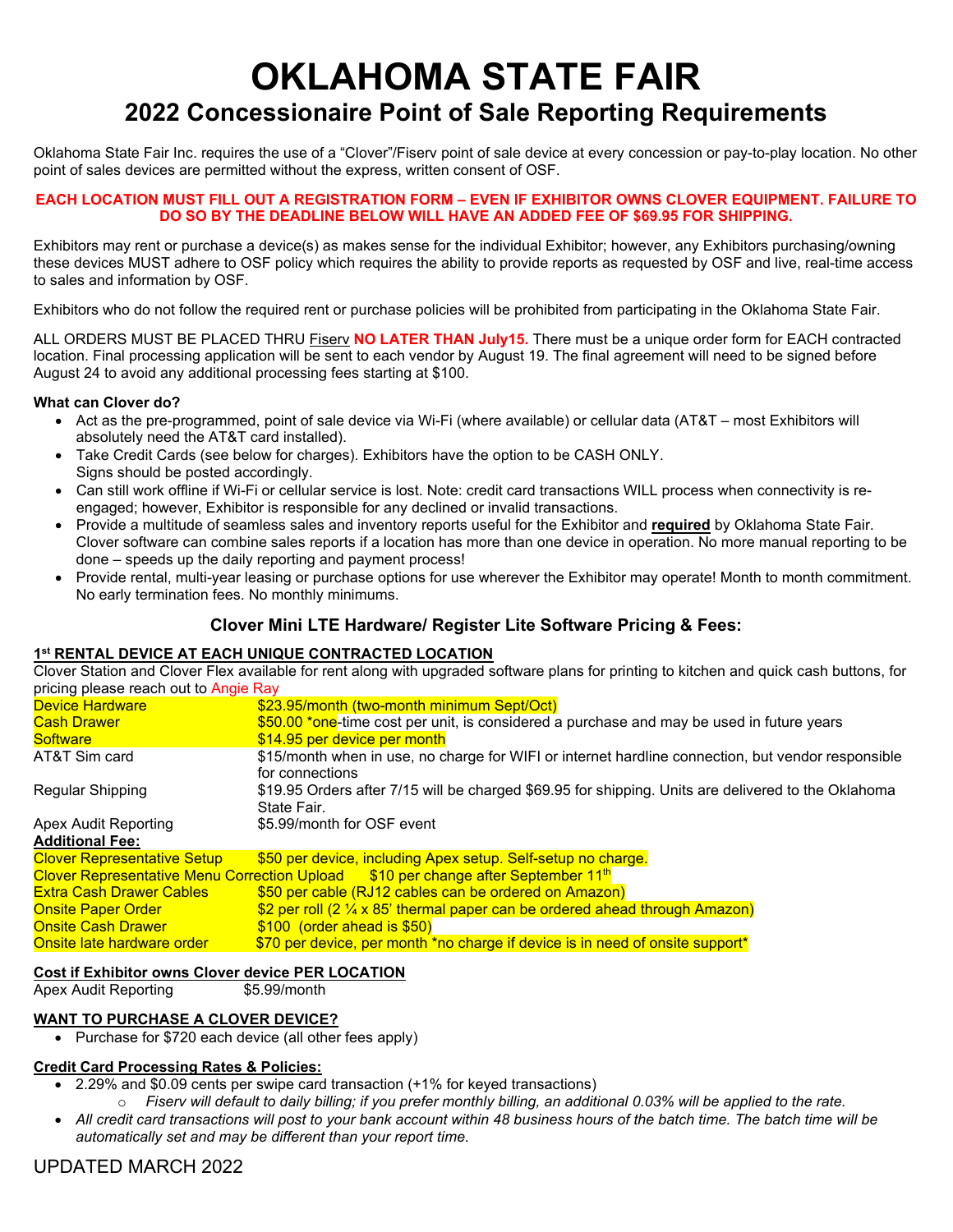# OKLAHOMA STATE FAIR

## 2022 Concessionaire Point of Sale Reporting Requirements

Oklahoma State Fair Inc. requires the use of a "Clover"/Fiserv point of sale device at every concession or pay-to-play location. No other point of sales devices are permitted without the express, written consent of OSF.

**EACH LOCATION MUST FILL OUT A REGISTRATION FORM – EVEN IF EXHIBITOR OWNS CLOVER EQUIPMENT. FAILURE TO DO SO BY THE DEADLINE BELOW WILL HAVE AN ADDED FEE OF $69.95 FOR SHIPPING.**

Exhibitors may rent or purchase a device(s) as makes sense for the individual Exhibitor; however, any Exhibitors purchasing/owning these devices MUST adhere to OSF policy which requires the ability to provide reports as requested by OSF and live, real-time access to sales and information by OSF.

Exhibitors who do not follow the required rent or purchase policies will be prohibited from participating in the Oklahoma State Fair.

ALL ORDERS MUST BE PLACED THRU Fiserv **NO LATER THAN July15.** There must be a unique order form for EACH contracted location. Final processing application will be sent to each vendor by August 19. The final agreement will need to be signed before August 24 to avoid any additional processing fees starting at $100.

**What can Clover do?**

- Act as the pre-programmed, point of sale device via Wi-Fi (where available) or cellular data (AT&T – most Exhibitors will absolutely need the AT&T card installed).
- Take Credit Cards (see below for charges). Exhibitors have the option to be CASH ONLY. Signs should be posted accordingly.
- Can still work offline if Wi-Fi or cellular service is lost. Note: credit card transactions WILL process when connectivity is re-engaged; however, Exhibitor is responsible for any declined or invalid transactions.
- Provide a multitude of seamless sales and inventory reports useful for the Exhibitor and **required** by Oklahoma State Fair. Clover software can combine sales reports if a location has more than one device in operation. No more manual reporting to be done – speeds up the daily reporting and payment process!
- Provide rental, multi-year leasing or purchase options for use wherever the Exhibitor may operate! Month to month commitment. No early termination fees. No monthly minimums.

### Clover Mini LTE Hardware/ Register Lite Software Pricing & Fees:

**1st RENTAL DEVICE AT EACH UNIQUE CONTRACTED LOCATION**

Clover Station and Clover Flex available for rent along with upgraded software plans for printing to kitchen and quick cash buttons, for pricing please reach out to Angie Ray

| | |
|---|---|
| Device Hardware | $23.95/month (two-month minimum Sept/Oct) |
| Cash Drawer | $50.00 *one-time cost per unit, is considered a purchase and may be used in future years |
| Software | $14.95 per device per month |
| AT&T Sim card | $15/month when in use, no charge for WIFI or internet hardline connection, but vendor responsible for connections |
| Regular Shipping | $19.95 Orders after 7/15 will be charged $69.95 for shipping. Units are delivered to the Oklahoma State Fair. |
| Apex Audit Reporting | $5.99/month for OSF event |
| **Additional Fee:** | |
| Clover Representative Setup | $50 per device, including Apex setup. Self-setup no charge. |
| Clover Representative Menu Correction Upload | $10 per change after September 11th |
| Extra Cash Drawer Cables | $50 per cable (RJ12 cables can be ordered on Amazon) |
| Onsite Paper Order | $2 per roll (2 ¼ x 85' thermal paper can be ordered ahead through Amazon) |
| Onsite Cash Drawer | $100 (order ahead is $50) |
| Onsite late hardware order | $70 per device, per month *no charge if device is in need of onsite support* |

**Cost if Exhibitor owns Clover device PER LOCATION**

Apex Audit Reporting $5.99/month

**WANT TO PURCHASE A CLOVER DEVICE?**

- Purchase for $720 each device (all other fees apply)

**Credit Card Processing Rates & Policies:**

- 2.29% and $0.09 cents per swipe card transaction (+1% for keyed transactions)
  - *Fiserv will default to daily billing; if you prefer monthly billing, an additional 0.03% will be applied to the rate.*
- *All credit card transactions will post to your bank account within 48 business hours of the batch time. The batch time will be automatically set and may be different than your report time.*

UPDATED MARCH 2022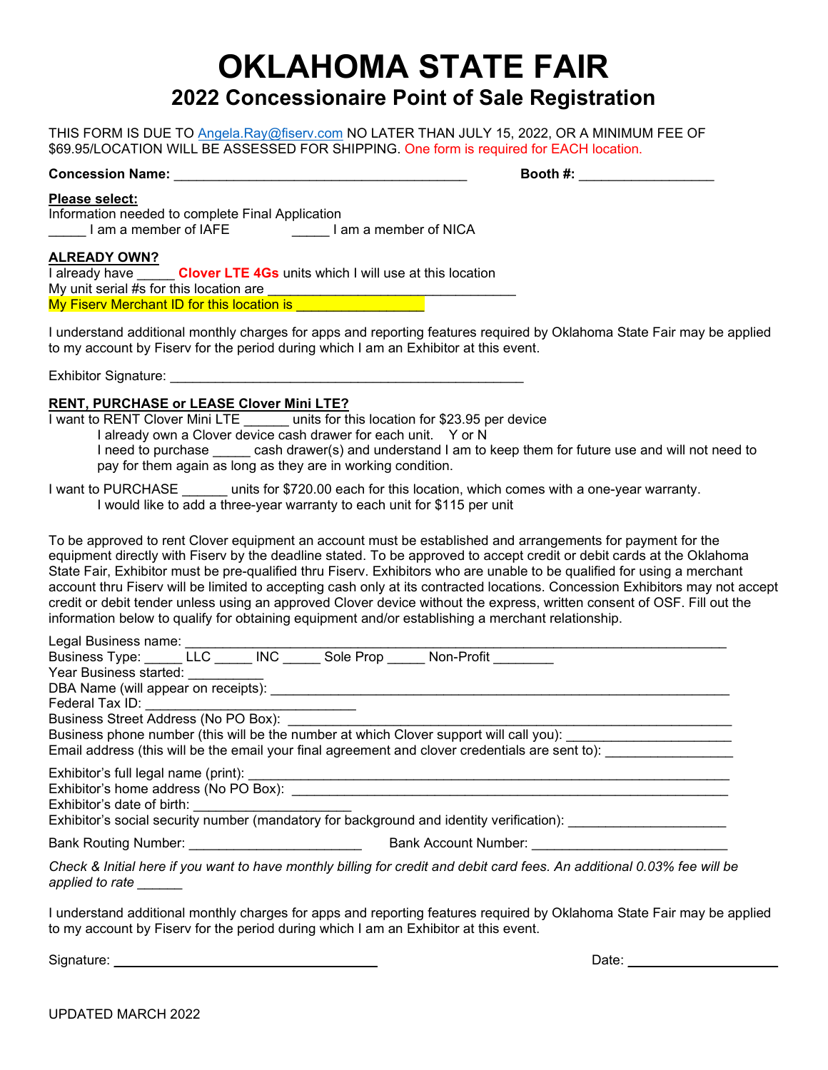# OKLAHOMA STATE FAIR

## 2022 Concessionaire Point of Sale Registration

THIS FORM IS DUE TO Angela.Ray@fiserv.com NO LATER THAN JULY 15, 2022, OR A MINIMUM FEE OF $69.95/LOCATION WILL BE ASSESSED FOR SHIPPING. One form is required for EACH location.

**Concession Name:** ________________________________________ **Booth #:** __________________

**Please select:**

Information needed to complete Final Application

_____ I am a member of IAFE _____ I am a member of NICA

**ALREADY OWN?**

I already have _____ **Clover LTE 4Gs** units which I will use at this location

My unit serial #s for this location are __________________________________

My Fiserv Merchant ID for this location is _________________

I understand additional monthly charges for apps and reporting features required by Oklahoma State Fair may be applied to my account by Fiserv for the period during which I am an Exhibitor at this event.

Exhibitor Signature: ________________________________________________

**RENT, PURCHASE or LEASE Clover Mini LTE?**

I want to RENT Clover Mini LTE ______ units for this location for $23.95 per device

I already own a Clover device cash drawer for each unit. Y or N

I need to purchase _____ cash drawer(s) and understand I am to keep them for future use and will not need to pay for them again as long as they are in working condition.

I want to PURCHASE ______ units for $720.00 each for this location, which comes with a one-year warranty.

I would like to add a three-year warranty to each unit for $115 per unit

To be approved to rent Clover equipment an account must be established and arrangements for payment for the equipment directly with Fiserv by the deadline stated. To be approved to accept credit or debit cards at the Oklahoma State Fair, Exhibitor must be pre-qualified thru Fiserv. Exhibitors who are unable to be qualified for using a merchant account thru Fiserv will be limited to accepting cash only at its contracted locations. Concession Exhibitors may not accept credit or debit tender unless using an approved Clover device without the express, written consent of OSF. Fill out the information below to qualify for obtaining equipment and/or establishing a merchant relationship.

Legal Business name: ________________________________________________________________________

Business Type: _____ LLC _____ INC _____ Sole Prop _____ Non-Profit ________

Year Business started: __________

DBA Name (will appear on receipts): ______________________________________________________________

Federal Tax ID: ____________________________

Business Street Address (No PO Box): _____________________________________________________________

Business phone number (this will be the number at which Clover support will call you): _____________________

Email address (this will be the email your final agreement and clover credentials are sent to): ________________

Exhibitor's full legal name (print): ________________________________________________________________

Exhibitor's home address (No PO Box): ____________________________________________________________

Exhibitor's date of birth: ____________________

Exhibitor's social security number (mandatory for background and identity verification): ____________________

Bank Routing Number: ______________________ Bank Account Number: _________________________

*Check & Initial here if you want to have monthly billing for credit and debit card fees. An additional 0.03% fee will be applied to rate* ______

I understand additional monthly charges for apps and reporting features required by Oklahoma State Fair may be applied to my account by Fiserv for the period during which I am an Exhibitor at this event.

Signature: ___________________________________ Date: ____________________

UPDATED MARCH 2022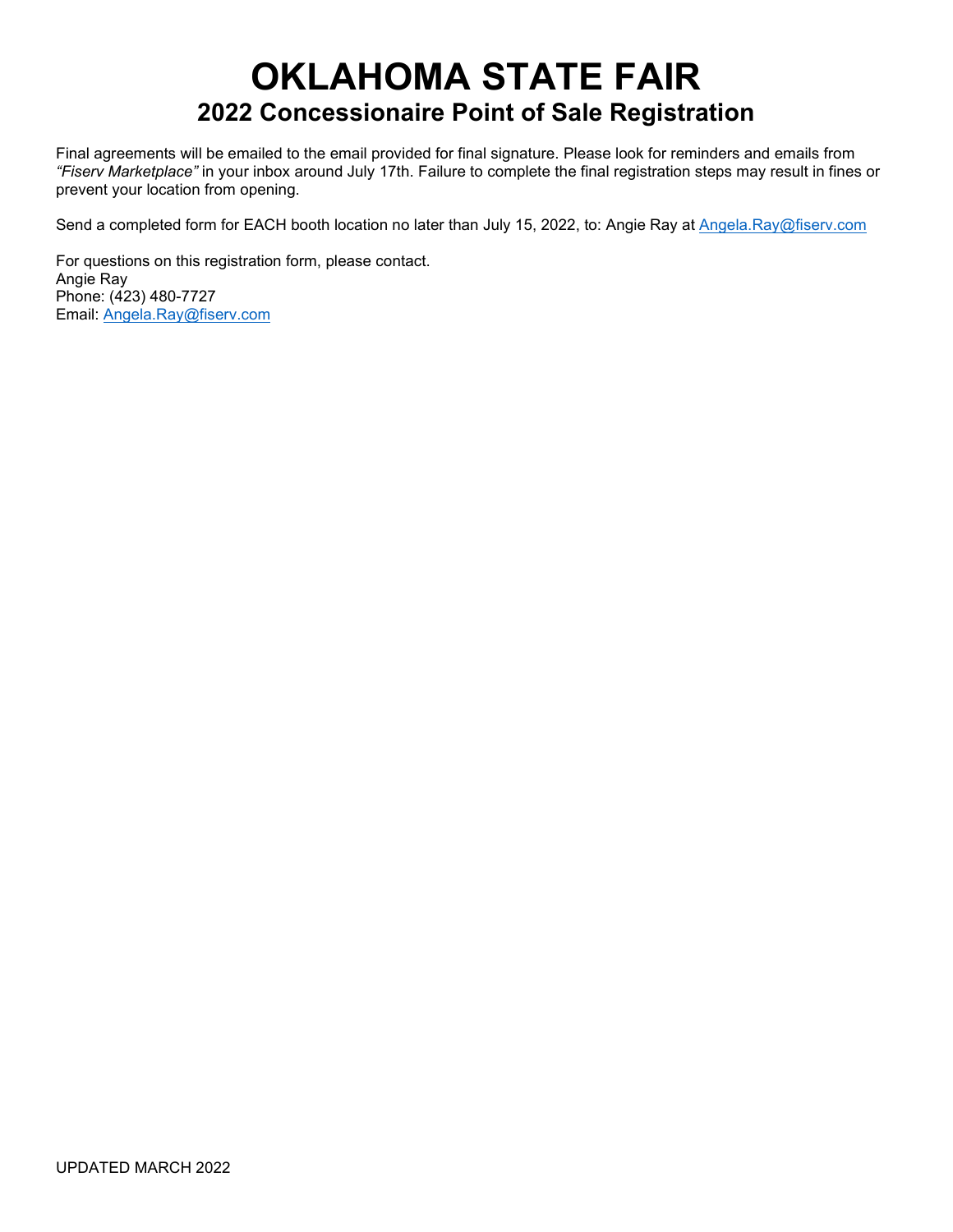# OKLAHOMA STATE FAIR

## 2022 Concessionaire Point of Sale Registration

Final agreements will be emailed to the email provided for final signature. Please look for reminders and emails from *"Fiserv Marketplace"* in your inbox around July 17th. Failure to complete the final registration steps may result in fines or prevent your location from opening.

Send a completed form for EACH booth location no later than July 15, 2022, to: Angie Ray at Angela.Ray@fiserv.com

For questions on this registration form, please contact.
Angie Ray
Phone: (423) 480-7727
Email: Angela.Ray@fiserv.com

UPDATED MARCH 2022